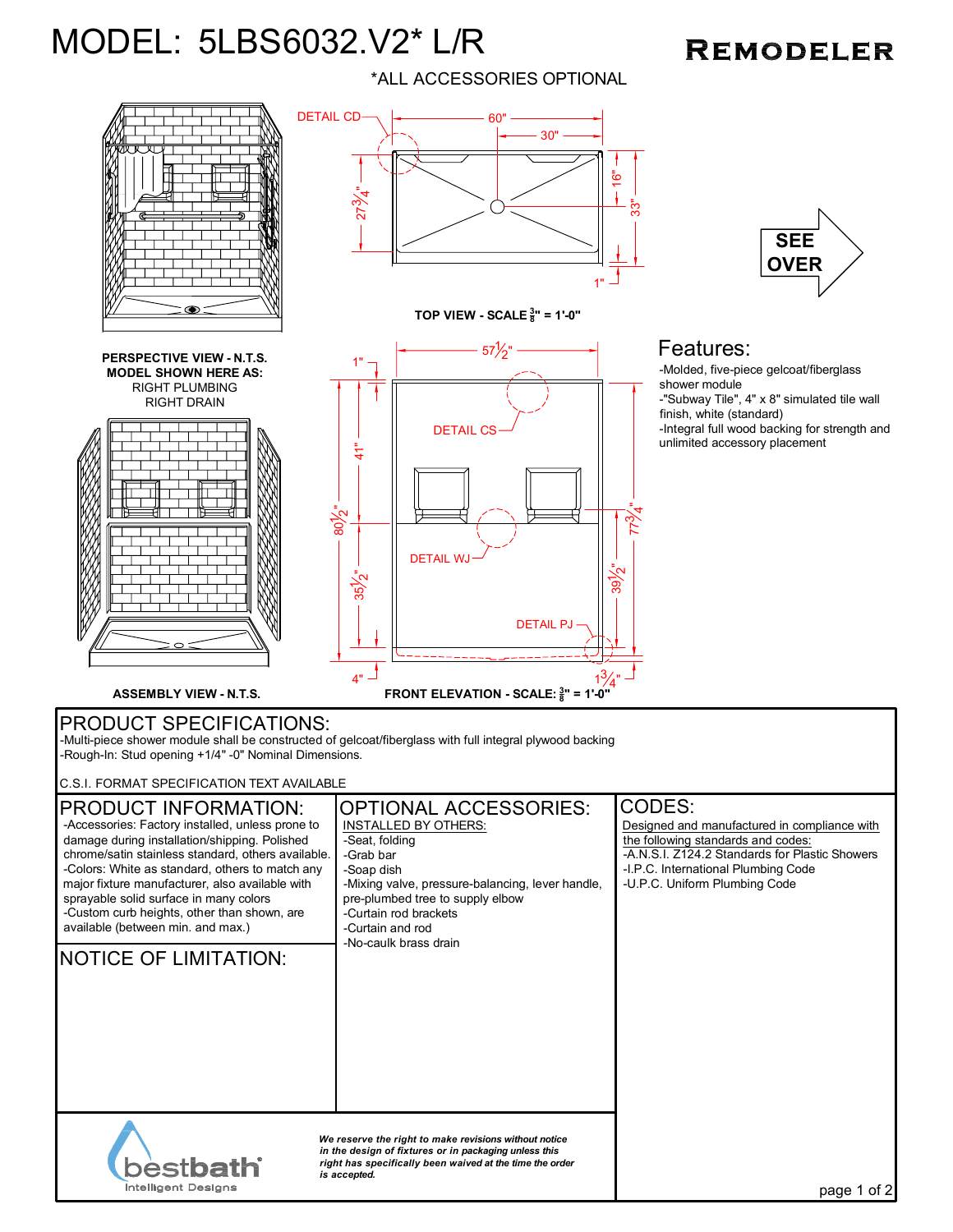# MODEL: 5LBS6032.V2* L/R

**REMODELER**

*ALL ACCESSORIES OPTIONAL

DETAIL CD — 60" — 30" — 16" — 33" — 27 3/4" — 1"

**TOP VIEW - SCALE 3/8" = 1'-0"**

SEE OVER

**PERSPECTIVE VIEW - N.T.S.**
**MODEL SHOWN HERE AS:**
RIGHT PLUMBING
RIGHT DRAIN

57 1/2" — 1" — DETAIL CS — 41" — 80 1/2" — 77 3/4" — DETAIL WJ — 35 1/2" — 39 1/2" — DETAIL PJ — 4" — 1 3/4"

**ASSEMBLY VIEW - N.T.S.**

**FRONT ELEVATION - SCALE: 3/8" = 1'-0"**

## Features:

- Molded, five-piece gelcoat/fiberglass shower module
- "Subway Tile", 4" x 8" simulated tile wall finish, white (standard)
- Integral full wood backing for strength and unlimited accessory placement

## PRODUCT SPECIFICATIONS:

- Multi-piece shower module shall be constructed of gelcoat/fiberglass with full integral plywood backing
- Rough-In: Stud opening +1/4" -0" Nominal Dimensions.

C.S.I. FORMAT SPECIFICATION TEXT AVAILABLE

## PRODUCT INFORMATION:

- Accessories: Factory installed, unless prone to damage during installation/shipping. Polished chrome/satin stainless standard, others available.
- Colors: White as standard, others to match any major fixture manufacturer, also available with sprayable solid surface in many colors
- Custom curb heights, other than shown, are available (between min. and max.)

## NOTICE OF LIMITATION:

## OPTIONAL ACCESSORIES:

INSTALLED BY OTHERS:

- Seat, folding
- Grab bar
- Soap dish
- Mixing valve, pressure-balancing, lever handle, pre-plumbed tree to supply elbow
- Curtain rod brackets
- Curtain and rod
- No-caulk brass drain

## CODES:

Designed and manufactured in compliance with the following standards and codes:

- A.N.S.I. Z124.2 Standards for Plastic Showers
- I.P.C. International Plumbing Code
- U.P.C. Uniform Plumbing Code

bestbath® Intelligent Designs

*We reserve the right to make revisions without notice in the design of fixtures or in packaging unless this right has specifically been waived at the time the order is accepted.*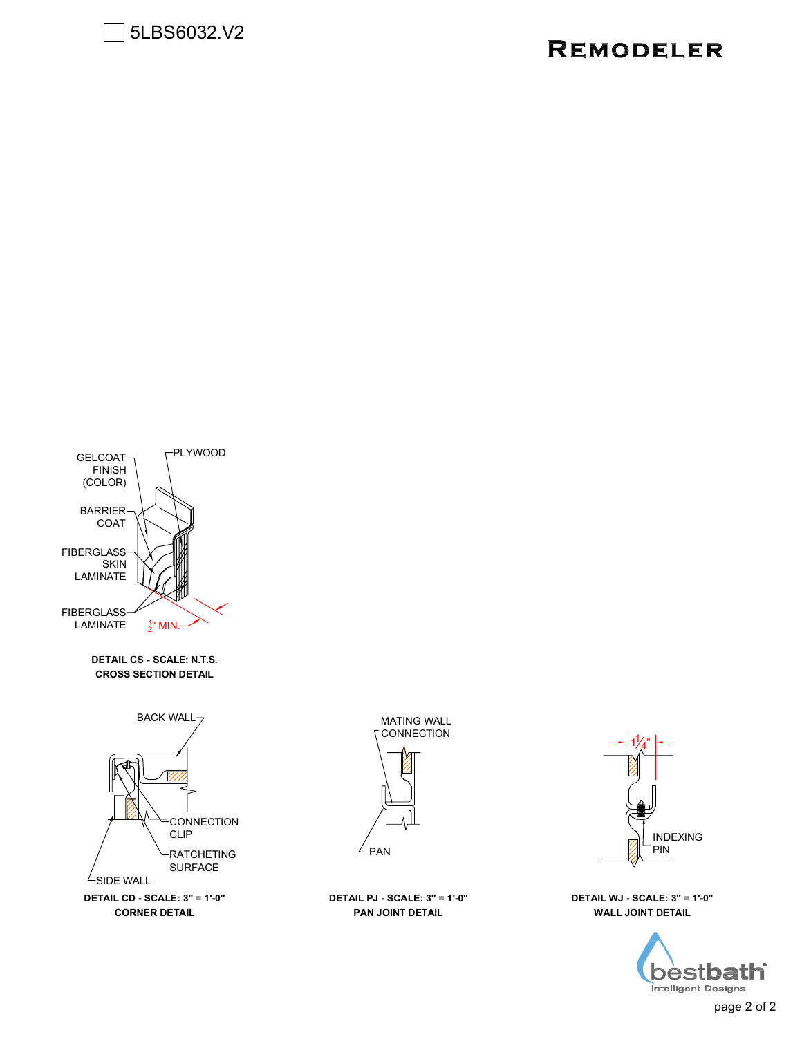5LBS6032.V2

**REMODELER**

GELCOAT FINISH (COLOR)

PLYWOOD

BARRIER COAT

FIBERGLASS SKIN LAMINATE

FIBERGLASS LAMINATE

$\frac{1}{2}$" MIN.

**DETAIL CS - SCALE: N.T.S.**
**CROSS SECTION DETAIL**

BACK WALL

CONNECTION CLIP

RATCHETING SURFACE

SIDE WALL

**DETAIL CD - SCALE: 3" = 1'-0"**
**CORNER DETAIL**

MATING WALL CONNECTION

PAN

**DETAIL PJ - SCALE: 3" = 1'-0"**
**PAN JOINT DETAIL**

$1\frac{1}{4}$"

INDEXING PIN

**DETAIL WJ - SCALE: 3" = 1'-0"**
**WALL JOINT DETAIL**

bestbath
Intelligent Designs